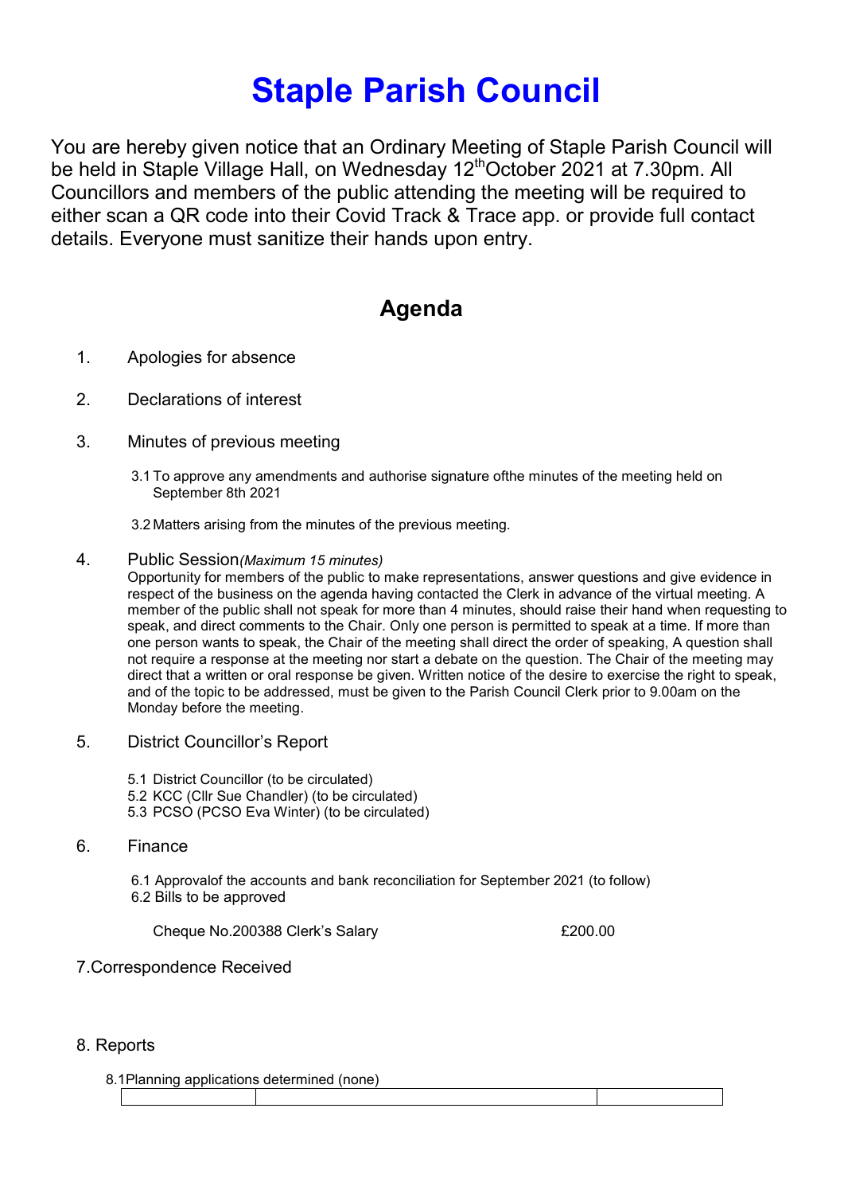# Staple Parish Council

You are hereby given notice that an Ordinary Meeting of Staple Parish Council will be held in Staple Village Hall, on Wednesday 12th October 2021 at 7.30pm. All Councillors and members of the public attending the meeting will be required to either scan a QR code into their Covid Track & Trace app. or provide full contact details. Everyone must sanitize their hands upon entry.

## Agenda

1. Apologies for absence

2. Declarations of interest

3. Minutes of previous meeting

   3.1 To approve any amendments and authorise signature ofthe minutes of the meeting held on September 8th 2021

   3.2 Matters arising from the minutes of the previous meeting.

4. Public Session *(Maximum 15 minutes)*
   Opportunity for members of the public to make representations, answer questions and give evidence in respect of the business on the agenda having contacted the Clerk in advance of the virtual meeting. A member of the public shall not speak for more than 4 minutes, should raise their hand when requesting to speak, and direct comments to the Chair. Only one person is permitted to speak at a time. If more than one person wants to speak, the Chair of the meeting shall direct the order of speaking, A question shall not require a response at the meeting nor start a debate on the question. The Chair of the meeting may direct that a written or oral response be given. Written notice of the desire to exercise the right to speak, and of the topic to be addressed, must be given to the Parish Council Clerk prior to 9.00am on the Monday before the meeting.

5. District Councillor's Report

   5.1 District Councillor (to be circulated)
   5.2 KCC (Cllr Sue Chandler) (to be circulated)
   5.3 PCSO (PCSO Eva Winter) (to be circulated)

6. Finance

   6.1 Approvalof the accounts and bank reconciliation for September 2021 (to follow)
   6.2 Bills to be approved

   Cheque No.200388 Clerk's Salary £200.00

7. Correspondence Received

8. Reports

   8.1 Planning applications determined (none)

| | | |
|---|---|---|
| | | |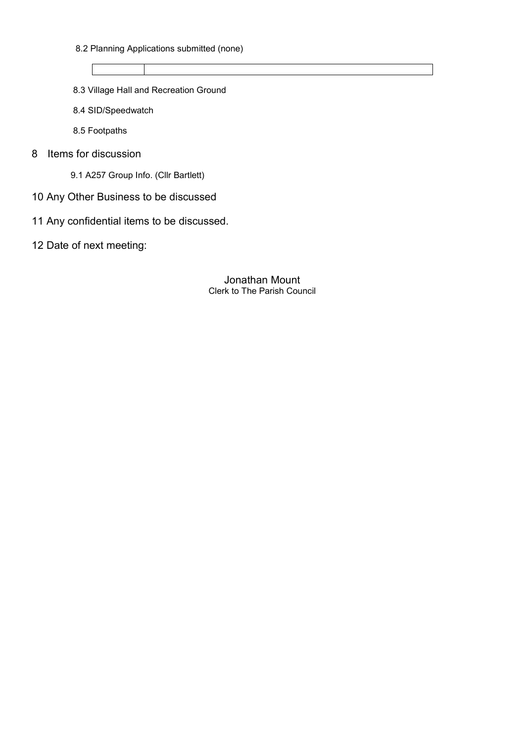8.2 Planning Applications submitted (none)

| | |
|---|---|
| | |

8.3 Village Hall and Recreation Ground

8.4 SID/Speedwatch

8.5 Footpaths

8 Items for discussion

9.1 A257 Group Info. (Cllr Bartlett)

10 Any Other Business to be discussed

11 Any confidential items to be discussed.

12 Date of next meeting:

Jonathan Mount
Clerk to The Parish Council